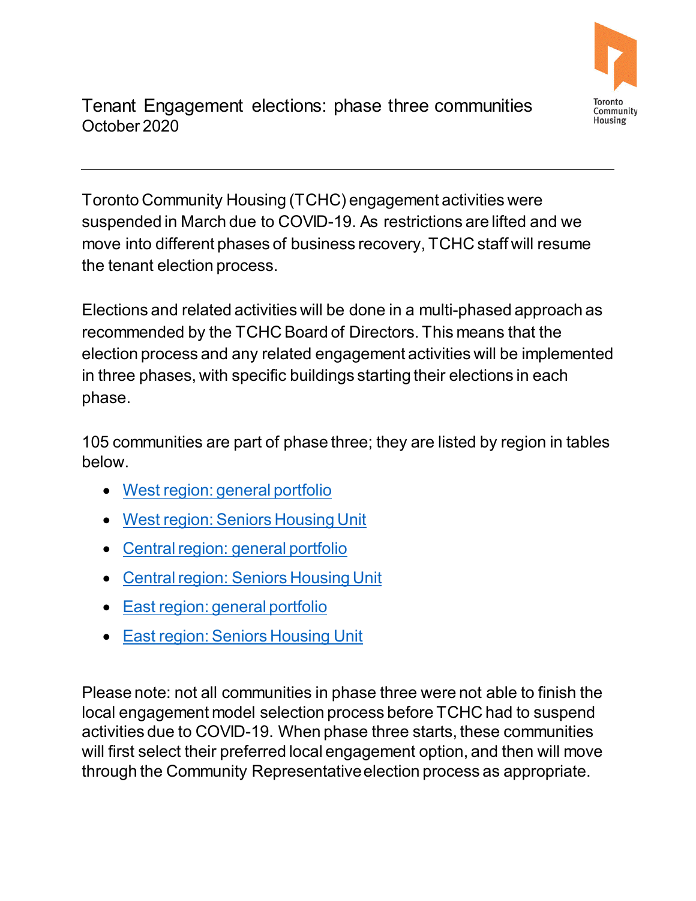# Tenant Engagement elections: phase three communities

October 2020

---

Toronto Community Housing (TCHC) engagement activities were suspended in March due to COVID-19. As restrictions are lifted and we move into different phases of business recovery, TCHC staff will resume the tenant election process.

Elections and related activities will be done in a multi-phased approach as recommended by the TCHC Board of Directors. This means that the election process and any related engagement activities will be implemented in three phases, with specific buildings starting their elections in each phase.

105 communities are part of phase three; they are listed by region in tables below.

- West region: general portfolio
- West region: Seniors Housing Unit
- Central region: general portfolio
- Central region: Seniors Housing Unit
- East region: general portfolio
- East region: Seniors Housing Unit

Please note: not all communities in phase three were not able to finish the local engagement model selection process before TCHC had to suspend activities due to COVID-19. When phase three starts, these communities will first select their preferred local engagement option, and then will move through the Community Representative election process as appropriate.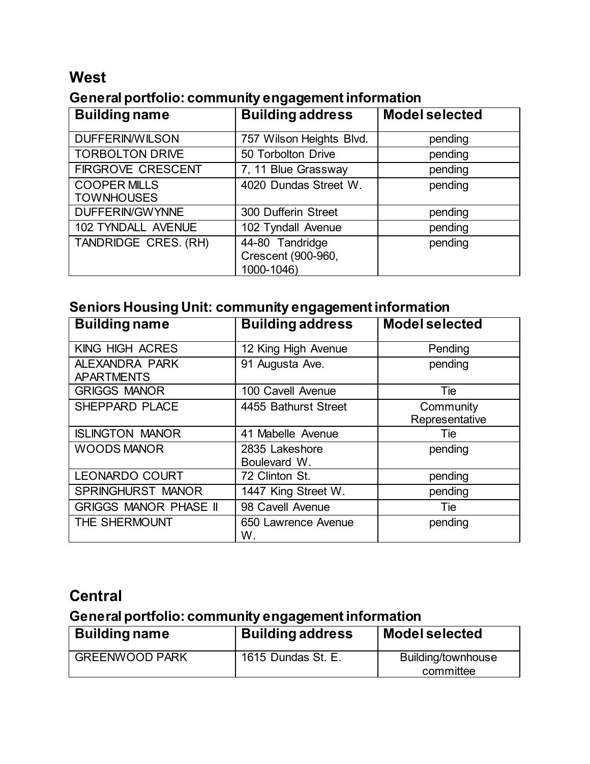## West

### General portfolio: community engagement information

| Building name | Building address | Model selected |
|---|---|---|
| DUFFERIN/WILSON | 757 Wilson Heights Blvd. | pending |
| TORBOLTON DRIVE | 50 Torbolton Drive | pending |
| FIRGROVE CRESCENT | 7, 11 Blue Grassway | pending |
| COOPER MILLS TOWNHOUSES | 4020 Dundas Street W. | pending |
| DUFFERIN/GWYNNE | 300 Dufferin Street | pending |
| 102 TYNDALL AVENUE | 102 Tyndall Avenue | pending |
| TANDRIDGE CRES. (RH) | 44-80 Tandridge Crescent (900-960, 1000-1046) | pending |

### Seniors Housing Unit: community engagement information

| Building name | Building address | Model selected |
|---|---|---|
| KING HIGH ACRES | 12 King High Avenue | Pending |
| ALEXANDRA PARK APARTMENTS | 91 Augusta Ave. | pending |
| GRIGGS MANOR | 100 Cavell Avenue | Tie |
| SHEPPARD PLACE | 4455 Bathurst Street | Community Representative |
| ISLINGTON MANOR | 41 Mabelle Avenue | Tie |
| WOODS MANOR | 2835 Lakeshore Boulevard W. | pending |
| LEONARDO COURT | 72 Clinton St. | pending |
| SPRINGHURST MANOR | 1447 King Street W. | pending |
| GRIGGS MANOR PHASE II | 98 Cavell Avenue | Tie |
| THE SHERMOUNT | 650 Lawrence Avenue W. | pending |

## Central

### General portfolio: community engagement information

| Building name | Building address | Model selected |
|---|---|---|
| GREENWOOD PARK | 1615 Dundas St. E. | Building/townhouse committee |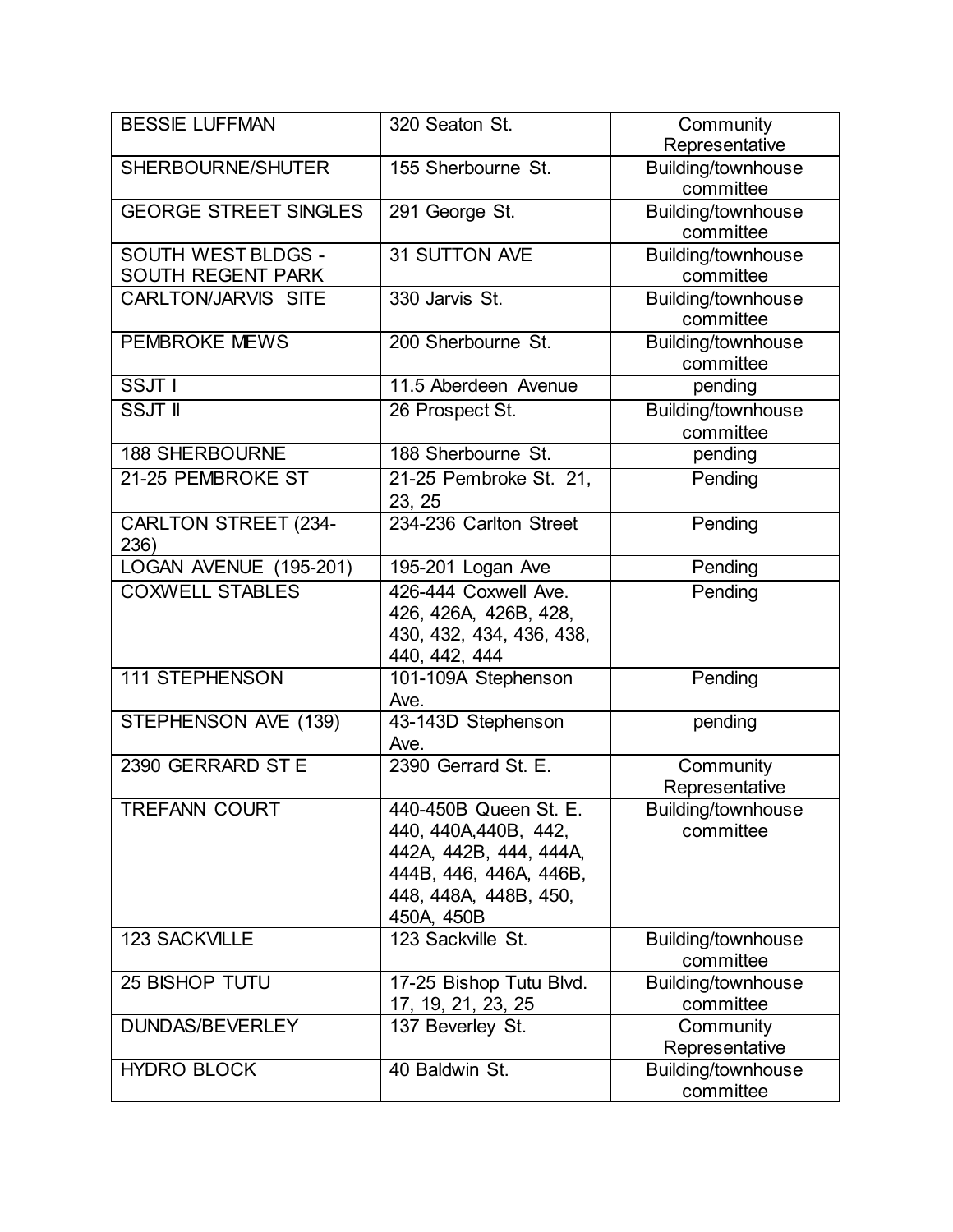| | | |
|---|---|---|
| BESSIE LUFFMAN | 320 Seaton St. | Community Representative |
| SHERBOURNE/SHUTER | 155 Sherbourne St. | Building/townhouse committee |
| GEORGE STREET SINGLES | 291 George St. | Building/townhouse committee |
| SOUTH WEST BLDGS - SOUTH REGENT PARK | 31 SUTTON AVE | Building/townhouse committee |
| CARLTON/JARVIS SITE | 330 Jarvis St. | Building/townhouse committee |
| PEMBROKE MEWS | 200 Sherbourne St. | Building/townhouse committee |
| SSJT I | 11.5 Aberdeen Avenue | pending |
| SSJT II | 26 Prospect St. | Building/townhouse committee |
| 188 SHERBOURNE | 188 Sherbourne St. | pending |
| 21-25 PEMBROKE ST | 21-25 Pembroke St. 21, 23, 25 | Pending |
| CARLTON STREET (234-236) | 234-236 Carlton Street | Pending |
| LOGAN AVENUE (195-201) | 195-201 Logan Ave | Pending |
| COXWELL STABLES | 426-444 Coxwell Ave. 426, 426A, 426B, 428, 430, 432, 434, 436, 438, 440, 442, 444 | Pending |
| 111 STEPHENSON | 101-109A Stephenson Ave. | Pending |
| STEPHENSON AVE (139) | 43-143D Stephenson Ave. | pending |
| 2390 GERRARD ST E | 2390 Gerrard St. E. | Community Representative |
| TREFANN COURT | 440-450B Queen St. E. 440, 440A,440B, 442, 442A, 442B, 444, 444A, 444B, 446, 446A, 446B, 448, 448A, 448B, 450, 450A, 450B | Building/townhouse committee |
| 123 SACKVILLE | 123 Sackville St. | Building/townhouse committee |
| 25 BISHOP TUTU | 17-25 Bishop Tutu Blvd. 17, 19, 21, 23, 25 | Building/townhouse committee |
| DUNDAS/BEVERLEY | 137 Beverley St. | Community Representative |
| HYDRO BLOCK | 40 Baldwin St. | Building/townhouse committee |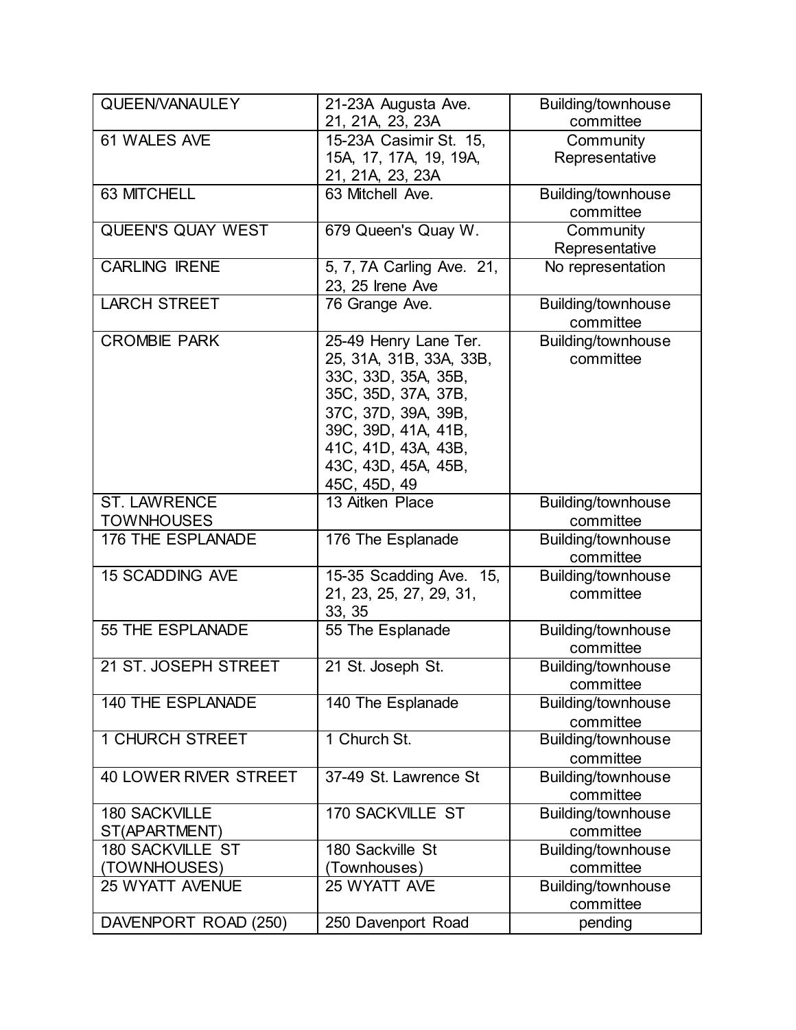| QUEEN/VANAULEY | 21-23A Augusta Ave. 21, 21A, 23, 23A | Building/townhouse committee |
|---|---|---|
| 61 WALES AVE | 15-23A Casimir St. 15, 15A, 17, 17A, 19, 19A, 21, 21A, 23, 23A | Community Representative |
| 63 MITCHELL | 63 Mitchell Ave. | Building/townhouse committee |
| QUEEN'S QUAY WEST | 679 Queen's Quay W. | Community Representative |
| CARLING IRENE | 5, 7, 7A Carling Ave. 21, 23, 25 Irene Ave | No representation |
| LARCH STREET | 76 Grange Ave. | Building/townhouse committee |
| CROMBIE PARK | 25-49 Henry Lane Ter. 25, 31A, 31B, 33A, 33B, 33C, 33D, 35A, 35B, 35C, 35D, 37A, 37B, 37C, 37D, 39A, 39B, 39C, 39D, 41A, 41B, 41C, 41D, 43A, 43B, 43C, 43D, 45A, 45B, 45C, 45D, 49 | Building/townhouse committee |
| ST. LAWRENCE TOWNHOUSES | 13 Aitken Place | Building/townhouse committee |
| 176 THE ESPLANADE | 176 The Esplanade | Building/townhouse committee |
| 15 SCADDING AVE | 15-35 Scadding Ave. 15, 21, 23, 25, 27, 29, 31, 33, 35 | Building/townhouse committee |
| 55 THE ESPLANADE | 55 The Esplanade | Building/townhouse committee |
| 21 ST. JOSEPH STREET | 21 St. Joseph St. | Building/townhouse committee |
| 140 THE ESPLANADE | 140 The Esplanade | Building/townhouse committee |
| 1 CHURCH STREET | 1 Church St. | Building/townhouse committee |
| 40 LOWER RIVER STREET | 37-49 St. Lawrence St | Building/townhouse committee |
| 180 SACKVILLE ST(APARTMENT) | 170 SACKVILLE ST | Building/townhouse committee |
| 180 SACKVILLE ST (TOWNHOUSES) | 180 Sackville St (Townhouses) | Building/townhouse committee |
| 25 WYATT AVENUE | 25 WYATT AVE | Building/townhouse committee |
| DAVENPORT ROAD (250) | 250 Davenport Road | pending |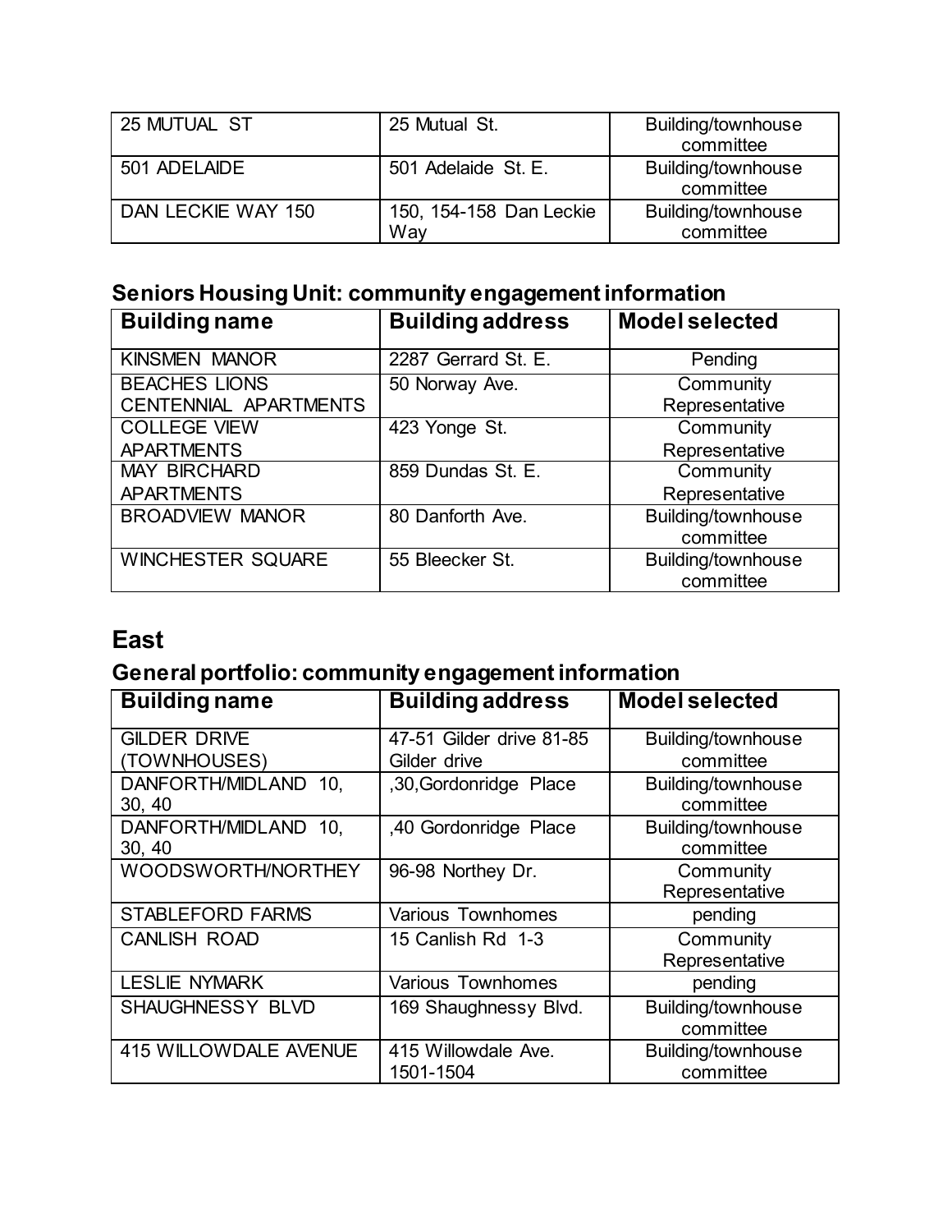| 25 MUTUAL ST | 25 Mutual St. | Building/townhouse committee |
|---|---|---|
| 501 ADELAIDE | 501 Adelaide St. E. | Building/townhouse committee |
| DAN LECKIE WAY 150 | 150, 154-158 Dan Leckie Way | Building/townhouse committee |

### Seniors Housing Unit: community engagement information

| Building name | Building address | Model selected |
|---|---|---|
| KINSMEN MANOR | 2287 Gerrard St. E. | Pending |
| BEACHES LIONS CENTENNIAL APARTMENTS | 50 Norway Ave. | Community Representative |
| COLLEGE VIEW APARTMENTS | 423 Yonge St. | Community Representative |
| MAY BIRCHARD APARTMENTS | 859 Dundas St. E. | Community Representative |
| BROADVIEW MANOR | 80 Danforth Ave. | Building/townhouse committee |
| WINCHESTER SQUARE | 55 Bleecker St. | Building/townhouse committee |

## East

### General portfolio: community engagement information

| Building name | Building address | Model selected |
|---|---|---|
| GILDER DRIVE (TOWNHOUSES) | 47-51 Gilder drive 81-85 Gilder drive | Building/townhouse committee |
| DANFORTH/MIDLAND 10, 30, 40 | ,30,Gordonridge Place | Building/townhouse committee |
| DANFORTH/MIDLAND 10, 30, 40 | ,40 Gordonridge Place | Building/townhouse committee |
| WOODSWORTH/NORTHEY | 96-98 Northey Dr. | Community Representative |
| STABLEFORD FARMS | Various Townhomes | pending |
| CANLISH ROAD | 15 Canlish Rd 1-3 | Community Representative |
| LESLIE NYMARK | Various Townhomes | pending |
| SHAUGHNESSY BLVD | 169 Shaughnessy Blvd. | Building/townhouse committee |
| 415 WILLOWDALE AVENUE | 415 Willowdale Ave. 1501-1504 | Building/townhouse committee |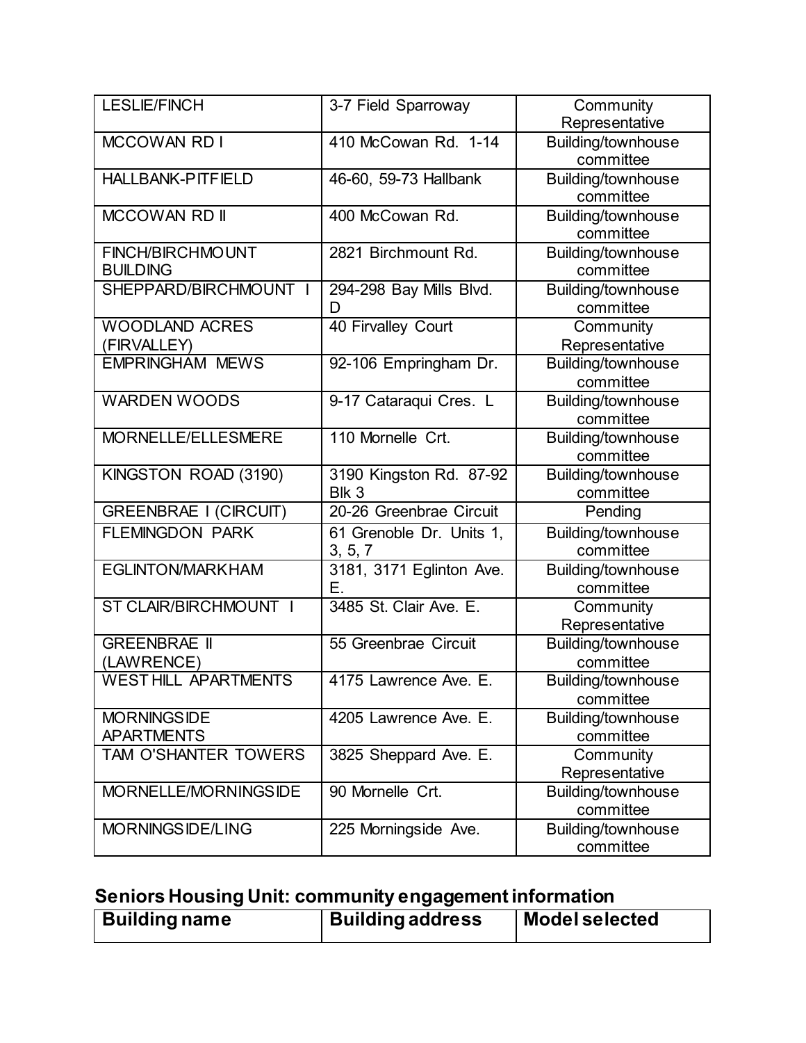| | | |
|---|---|---|
| LESLIE/FINCH | 3-7 Field Sparroway | Community Representative |
| MCCOWAN RD I | 410 McCowan Rd. 1-14 | Building/townhouse committee |
| HALLBANK-PITFIELD | 46-60, 59-73 Hallbank | Building/townhouse committee |
| MCCOWAN RD II | 400 McCowan Rd. | Building/townhouse committee |
| FINCH/BIRCHMOUNT BUILDING | 2821 Birchmount Rd. | Building/townhouse committee |
| SHEPPARD/BIRCHMOUNT I | 294-298 Bay Mills Blvd. D | Building/townhouse committee |
| WOODLAND ACRES (FIRVALLEY) | 40 Firvalley Court | Community Representative |
| EMPRINGHAM MEWS | 92-106 Empringham Dr. | Building/townhouse committee |
| WARDEN WOODS | 9-17 Cataraqui Cres. L | Building/townhouse committee |
| MORNELLE/ELLESMERE | 110 Mornelle Crt. | Building/townhouse committee |
| KINGSTON ROAD (3190) | 3190 Kingston Rd. 87-92 Blk 3 | Building/townhouse committee |
| GREENBRAE I (CIRCUIT) | 20-26 Greenbrae Circuit | Pending |
| FLEMINGDON PARK | 61 Grenoble Dr. Units 1, 3, 5, 7 | Building/townhouse committee |
| EGLINTON/MARKHAM | 3181, 3171 Eglinton Ave. E. | Building/townhouse committee |
| ST CLAIR/BIRCHMOUNT I | 3485 St. Clair Ave. E. | Community Representative |
| GREENBRAE II (LAWRENCE) | 55 Greenbrae Circuit | Building/townhouse committee |
| WEST HILL APARTMENTS | 4175 Lawrence Ave. E. | Building/townhouse committee |
| MORNINGSIDE APARTMENTS | 4205 Lawrence Ave. E. | Building/townhouse committee |
| TAM O'SHANTER TOWERS | 3825 Sheppard Ave. E. | Community Representative |
| MORNELLE/MORNINGSIDE | 90 Mornelle Crt. | Building/townhouse committee |
| MORNINGSIDE/LING | 225 Morningside Ave. | Building/townhouse committee |

## Seniors Housing Unit: community engagement information

| Building name | Building address | Model selected |
|---|---|---|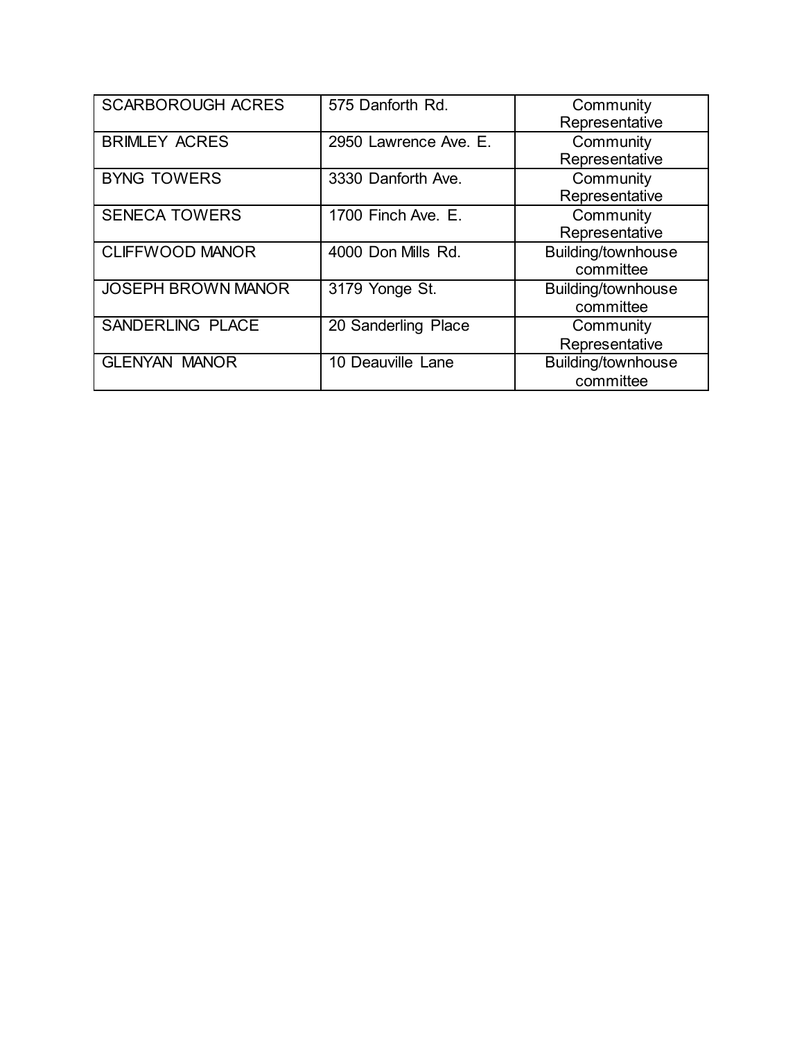| | | |
|---|---|---|
| SCARBOROUGH ACRES | 575 Danforth Rd. | Community Representative |
| BRIMLEY ACRES | 2950 Lawrence Ave. E. | Community Representative |
| BYNG TOWERS | 3330 Danforth Ave. | Community Representative |
| SENECA TOWERS | 1700 Finch Ave. E. | Community Representative |
| CLIFFWOOD MANOR | 4000 Don Mills Rd. | Building/townhouse committee |
| JOSEPH BROWN MANOR | 3179 Yonge St. | Building/townhouse committee |
| SANDERLING PLACE | 20 Sanderling Place | Community Representative |
| GLENYAN MANOR | 10 Deauville Lane | Building/townhouse committee |